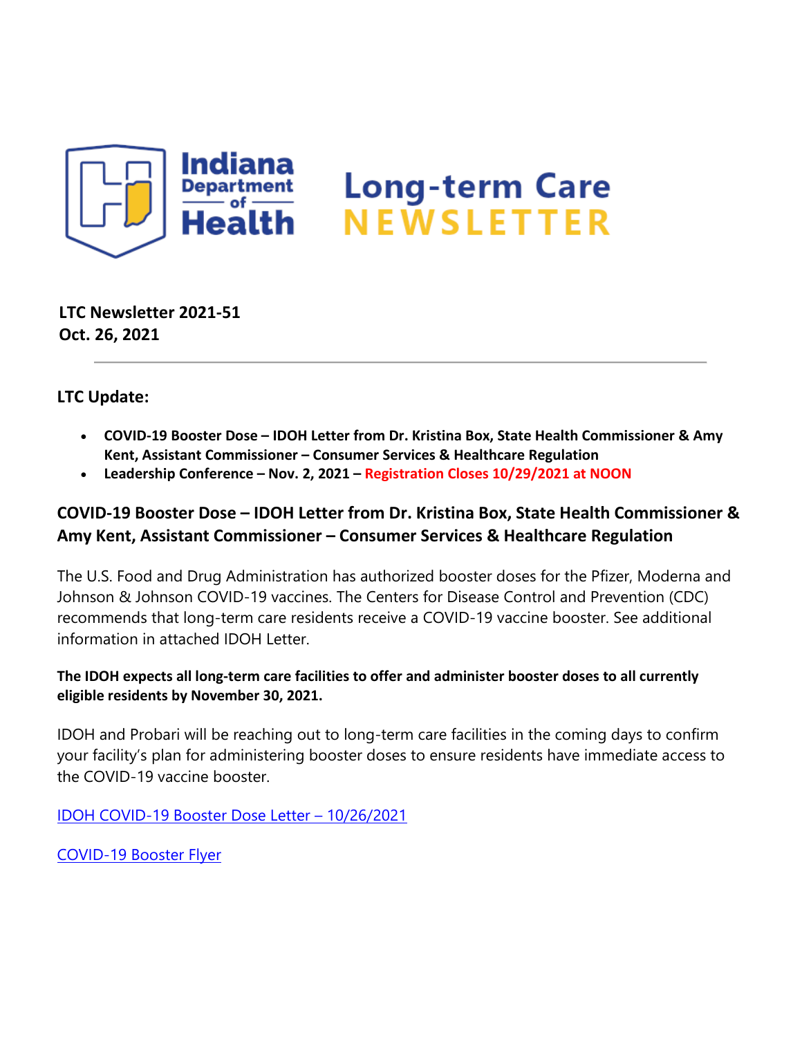# Indiana Department of Health Long-term Care NEWSLETTER

**LTC Newsletter 2021-51**
**Oct. 26, 2021**

---

## LTC Update:

- **COVID-19 Booster Dose – IDOH Letter from Dr. Kristina Box, State Health Commissioner & Amy Kent, Assistant Commissioner – Consumer Services & Healthcare Regulation**
- **Leadership Conference – Nov. 2, 2021 – Registration Closes 10/29/2021 at NOON**

## COVID-19 Booster Dose – IDOH Letter from Dr. Kristina Box, State Health Commissioner & Amy Kent, Assistant Commissioner – Consumer Services & Healthcare Regulation

The U.S. Food and Drug Administration has authorized booster doses for the Pfizer, Moderna and Johnson & Johnson COVID-19 vaccines. The Centers for Disease Control and Prevention (CDC) recommends that long-term care residents receive a COVID-19 vaccine booster. See additional information in attached IDOH Letter.

**The IDOH expects all long-term care facilities to offer and administer booster doses to all currently eligible residents by November 30, 2021.**

IDOH and Probari will be reaching out to long-term care facilities in the coming days to confirm your facility's plan for administering booster doses to ensure residents have immediate access to the COVID-19 vaccine booster.

IDOH COVID-19 Booster Dose Letter – 10/26/2021

COVID-19 Booster Flyer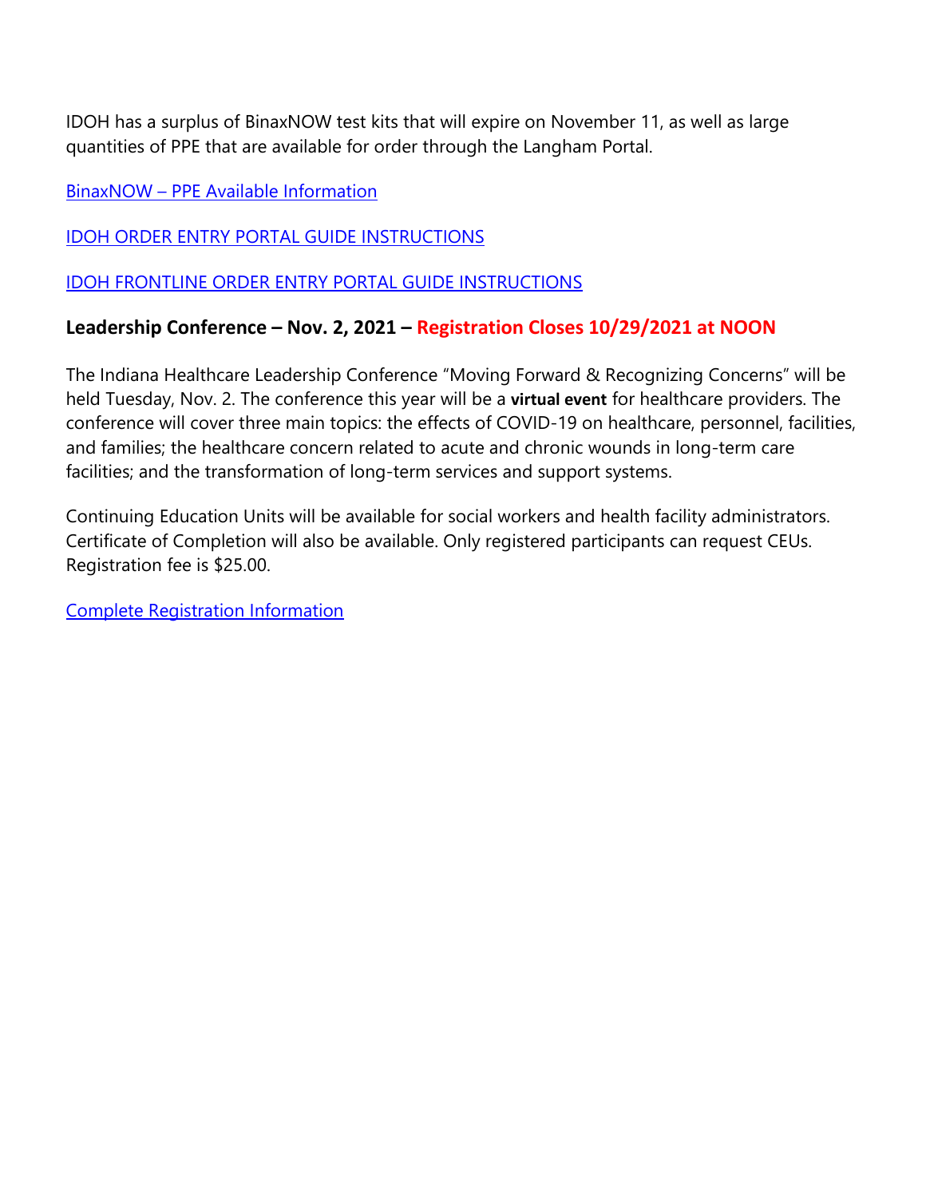IDOH has a surplus of BinaxNOW test kits that will expire on November 11, as well as large quantities of PPE that are available for order through the Langham Portal.

BinaxNOW – PPE Available Information

IDOH ORDER ENTRY PORTAL GUIDE INSTRUCTIONS

IDOH FRONTLINE ORDER ENTRY PORTAL GUIDE INSTRUCTIONS

### Leadership Conference – Nov. 2, 2021 – Registration Closes 10/29/2021 at NOON

The Indiana Healthcare Leadership Conference "Moving Forward & Recognizing Concerns" will be held Tuesday, Nov. 2. The conference this year will be a **virtual event** for healthcare providers. The conference will cover three main topics: the effects of COVID-19 on healthcare, personnel, facilities, and families; the healthcare concern related to acute and chronic wounds in long-term care facilities; and the transformation of long-term services and support systems.

Continuing Education Units will be available for social workers and health facility administrators. Certificate of Completion will also be available. Only registered participants can request CEUs. Registration fee is $25.00.

Complete Registration Information